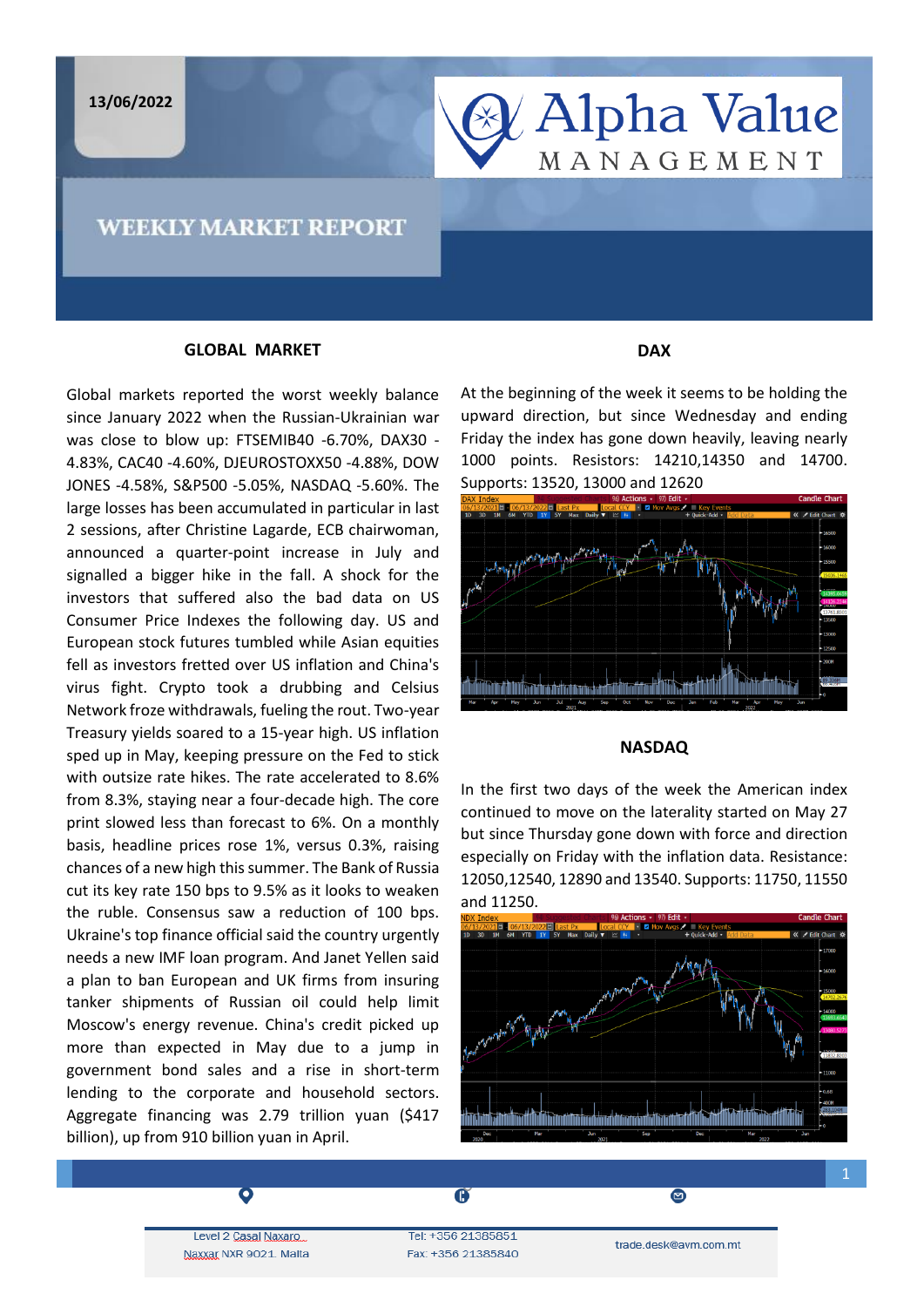13/06/2022

# WEEKLY MARKET REPORT

## GLOBAL MARKET

Global markets reported the worst weekly balance since January 2022 when the Russian-Ukrainian war was close to blow up: FTSEMIB40 -6.70%, DAX30 -4.83%, CAC40 -4.60%, DJEUROSTOXX50 -4.88%, DOW JONES -4.58%, S&P500 -5.05%, NASDAQ -5.60%. The large losses has been accumulated in particular in last 2 sessions, after Christine Lagarde, ECB chairwoman, announced a quarter-point increase in July and signalled a bigger hike in the fall. A shock for the investors that suffered also the bad data on US Consumer Price Indexes the following day. US and European stock futures tumbled while Asian equities fell as investors fretted over US inflation and China's virus fight. Crypto took a drubbing and Celsius Network froze withdrawals, fueling the rout. Two-year Treasury yields soared to a 15-year high. US inflation sped up in May, keeping pressure on the Fed to stick with outsize rate hikes. The rate accelerated to 8.6% from 8.3%, staying near a four-decade high. The core print slowed less than forecast to 6%. On a monthly basis, headline prices rose 1%, versus 0.3%, raising chances of a new high this summer. The Bank of Russia cut its key rate 150 bps to 9.5% as it looks to weaken the ruble. Consensus saw a reduction of 100 bps. Ukraine's top finance official said the country urgently needs a new IMF loan program. And Janet Yellen said a plan to ban European and UK firms from insuring tanker shipments of Russian oil could help limit Moscow's energy revenue. China's credit picked up more than expected in May due to a jump in government bond sales and a rise in short-term lending to the corporate and household sectors. Aggregate financing was 2.79 trillion yuan ($417 billion), up from 910 billion yuan in April.

## DAX

At the beginning of the week it seems to be holding the upward direction, but since Wednesday and ending Friday the index has gone down heavily, leaving nearly 1000 points. Resistors: 14210,14350 and 14700. Supports: 13520, 13000 and 12620

## NASDAQ

In the first two days of the week the American index continued to move on the laterality started on May 27 but since Thursday gone down with force and direction especially on Friday with the inflation data. Resistance: 12050,12540, 12890 and 13540. Supports: 11750, 11550 and 11250.

Level 2 Casal Naxaro
Naxxar NXR 9021 Malta

Tel: +356 21385851
Fax: +356 21385840

trade.desk@avm.com.mt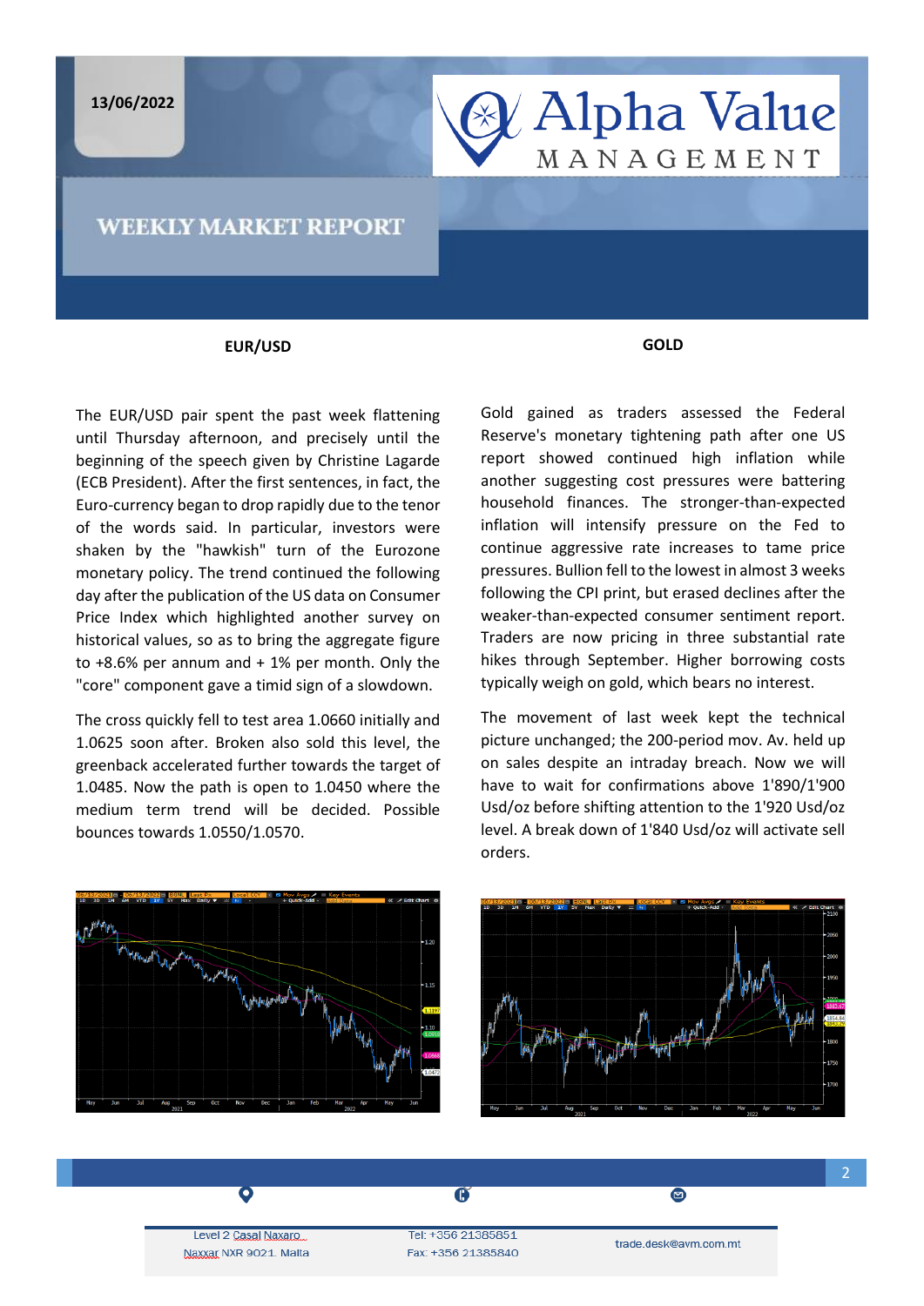13/06/2022

# WEEKLY MARKET REPORT

## EUR/USD

The EUR/USD pair spent the past week flattening until Thursday afternoon, and precisely until the beginning of the speech given by Christine Lagarde (ECB President). After the first sentences, in fact, the Euro-currency began to drop rapidly due to the tenor of the words said. In particular, investors were shaken by the "hawkish" turn of the Eurozone monetary policy. The trend continued the following day after the publication of the US data on Consumer Price Index which highlighted another survey on historical values, so as to bring the aggregate figure to +8.6% per annum and + 1% per month. Only the "core" component gave a timid sign of a slowdown.

The cross quickly fell to test area 1.0660 initially and 1.0625 soon after. Broken also sold this level, the greenback accelerated further towards the target of 1.0485. Now the path is open to 1.0450 where the medium term trend will be decided. Possible bounces towards 1.0550/1.0570.

## GOLD

Gold gained as traders assessed the Federal Reserve's monetary tightening path after one US report showed continued high inflation while another suggesting cost pressures were battering household finances. The stronger-than-expected inflation will intensify pressure on the Fed to continue aggressive rate increases to tame price pressures. Bullion fell to the lowest in almost 3 weeks following the CPI print, but erased declines after the weaker-than-expected consumer sentiment report. Traders are now pricing in three substantial rate hikes through September. Higher borrowing costs typically weigh on gold, which bears no interest.

The movement of last week kept the technical picture unchanged; the 200-period mov. Av. held up on sales despite an intraday breach. Now we will have to wait for confirmations above 1'890/1'900 Usd/oz before shifting attention to the 1'920 Usd/oz level. A break down of 1'840 Usd/oz will activate sell orders.

Level 2 Casal Naxaro
Naxxar NXR 9021 Malta

Tel: +356 21385851
Fax: +356 21385840

trade.desk@avm.com.mt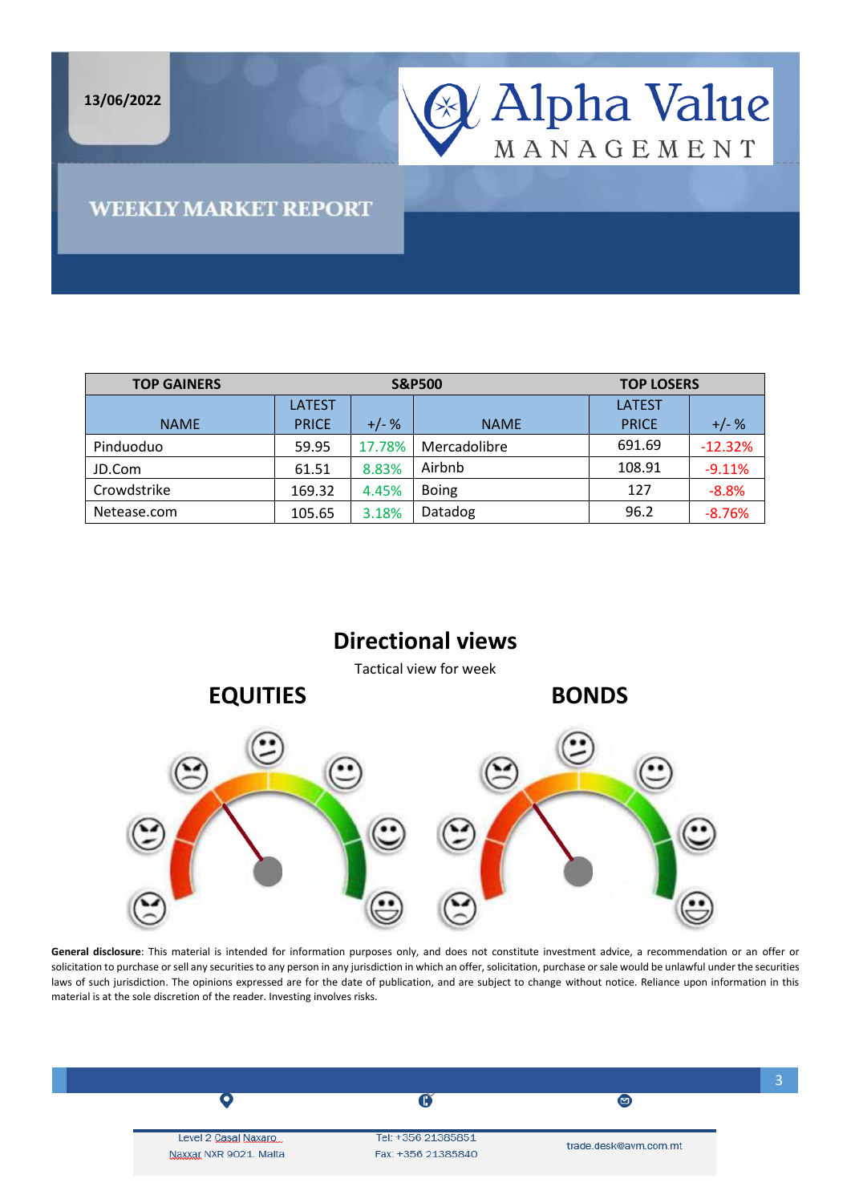13/06/2022

Alpha Value MANAGEMENT

# WEEKLY MARKET REPORT

| TOP GAINERS | | | S&P500 | | TOP LOSERS |
|---|---|---|---|---|---|
| NAME | LATEST PRICE | +/- % | NAME | LATEST PRICE | +/- % |
| Pinduoduo | 59.95 | 17.78% | Mercadolibre | 691.69 | -12.32% |
| JD.Com | 61.51 | 8.83% | Airbnb | 108.91 | -9.11% |
| Crowdstrike | 169.32 | 4.45% | Boing | 127 | -8.8% |
| Netease.com | 105.65 | 3.18% | Datadog | 96.2 | -8.76% |

## Directional views

Tactical view for week

### EQUITIES

### BONDS

**General disclosure**: This material is intended for information purposes only, and does not constitute investment advice, a recommendation or an offer or solicitation to purchase or sell any securities to any person in any jurisdiction in which an offer, solicitation, purchase or sale would be unlawful under the securities laws of such jurisdiction. The opinions expressed are for the date of publication, and are subject to change without notice. Reliance upon information in this material is at the sole discretion of the reader. Investing involves risks.

Level 2 Casal Naxaro
Naxxar NXR 9021 Malta

Tel: +356 21385851
Fax: +356 21385840

trade.desk@avm.com.mt